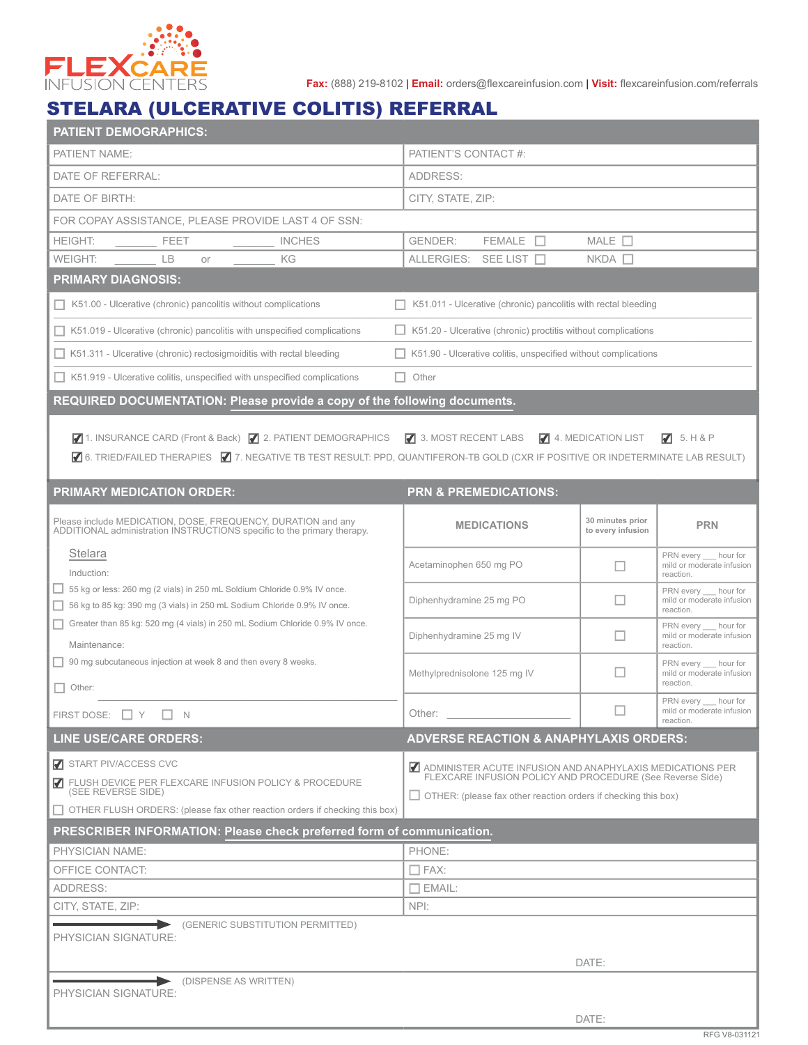FLEXCARE INFUSION CENTERS

**Fax:** (888) 219-8102 | **Email:** orders@flexcareinfusion.com | **Visit:** flexcareinfusion.com/referrals

# STELARA (ULCERATIVE COLITIS) REFERRAL

## PATIENT DEMOGRAPHICS:

| | |
|---|---|
| PATIENT NAME: | PATIENT'S CONTACT #: |
| DATE OF REFERRAL: | ADDRESS: |
| DATE OF BIRTH: | CITY, STATE, ZIP: |
| FOR COPAY ASSISTANCE, PLEASE PROVIDE LAST 4 OF SSN: | |
| HEIGHT: _______ FEET _______ INCHES | GENDER: FEMALE ☐ MALE ☐ |
| WEIGHT: _______ LB or _______ KG | ALLERGIES: SEE LIST ☐ NKDA ☐ |

## PRIMARY DIAGNOSIS:

- ☐ K51.00 - Ulcerative (chronic) pancolitis without complications
- ☐ K51.011 - Ulcerative (chronic) pancolitis with rectal bleeding
- ☐ K51.019 - Ulcerative (chronic) pancolitis with unspecified complications
- ☐ K51.20 - Ulcerative (chronic) proctitis without complications
- ☐ K51.311 - Ulcerative (chronic) rectosigmoiditis with rectal bleeding
- ☐ K51.90 - Ulcerative colitis, unspecified without complications
- ☐ K51.919 - Ulcerative colitis, unspecified with unspecified complications
- ☐ Other

## REQUIRED DOCUMENTATION: Please provide a copy of the following documents.

- ☑ 1. INSURANCE CARD (Front & Back)
- ☑ 2. PATIENT DEMOGRAPHICS
- ☑ 3. MOST RECENT LABS
- ☑ 4. MEDICATION LIST
- ☑ 5. H & P
- ☑ 6. TRIED/FAILED THERAPIES
- ☑ 7. NEGATIVE TB TEST RESULT: PPD, QUANTIFERON-TB GOLD (CXR IF POSITIVE OR INDETERMINATE LAB RESULT)

## PRIMARY MEDICATION ORDER:

Please include MEDICATION, DOSE, FREQUENCY, DURATION and any ADDITIONAL administration INSTRUCTIONS specific to the primary therapy.

Stelara

Induction:

- ☐ 55 kg or less: 260 mg (2 vials) in 250 mL Soldium Chloride 0.9% IV once.
- ☐ 56 kg to 85 kg: 390 mg (3 vials) in 250 mL Sodium Chloride 0.9% IV once.
- ☐ Greater than 85 kg: 520 mg (4 vials) in 250 mL Sodium Chloride 0.9% IV once.

Maintenance:

- ☐ 90 mg subcutaneous injection at week 8 and then every 8 weeks.
- ☐ Other: ____________________

FIRST DOSE: ☐ Y ☐ N

## PRN & PREMEDICATIONS:

| MEDICATIONS | 30 minutes prior to every infusion | PRN |
|---|---|---|
| Acetaminophen 650 mg PO | ☐ | PRN every ___ hour for mild or moderate infusion reaction. |
| Diphenhydramine 25 mg PO | ☐ | PRN every ___ hour for mild or moderate infusion reaction. |
| Diphenhydramine 25 mg IV | ☐ | PRN every ___ hour for mild or moderate infusion reaction. |
| Methylprednisolone 125 mg IV | ☐ | PRN every ___ hour for mild or moderate infusion reaction. |
| Other: ____________ | ☐ | PRN every ___ hour for mild or moderate infusion reaction. |

## LINE USE/CARE ORDERS:

- ☑ START PIV/ACCESS CVC
- ☑ FLUSH DEVICE PER FLEXCARE INFUSION POLICY & PROCEDURE (SEE REVERSE SIDE)
- ☐ OTHER FLUSH ORDERS: (please fax other reaction orders if checking this box)

## ADVERSE REACTION & ANAPHYLAXIS ORDERS:

- ☑ ADMINISTER ACUTE INFUSION AND ANAPHYLAXIS MEDICATIONS PER FLEXCARE INFUSION POLICY AND PROCEDURE (See Reverse Side)
- ☐ OTHER: (please fax other reaction orders if checking this box)

## PRESCRIBER INFORMATION: Please check preferred form of communication.

| | |
|---|---|
| PHYSICIAN NAME: | PHONE: |
| OFFICE CONTACT: | ☐ FAX: |
| ADDRESS: | ☐ EMAIL: |
| CITY, STATE, ZIP: | NPI: |

PHYSICIAN SIGNATURE: (GENERIC SUBSTITUTION PERMITTED) DATE:

PHYSICIAN SIGNATURE: (DISPENSE AS WRITTEN) DATE:

RFG V8-031121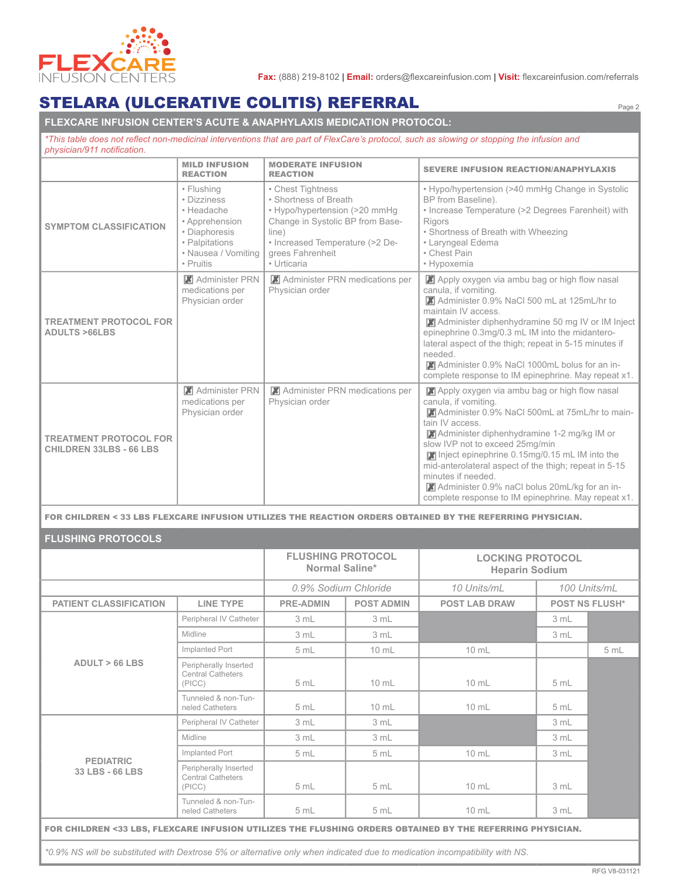# STELARA (ULCERATIVE COLITIS) REFERRAL

## FLEXCARE INFUSION CENTER'S ACUTE & ANAPHYLAXIS MEDICATION PROTOCOL:

*\*This table does not reflect non-medicinal interventions that are part of FlexCare's protocol, such as slowing or stopping the infusion and physician/911 notification.*

| | MILD INFUSION REACTION | MODERATE INFUSION REACTION | SEVERE INFUSION REACTION/ANAPHYLAXIS |
|---|---|---|---|
| **SYMPTOM CLASSIFICATION** | • Flushing<br>• Dizziness<br>• Headache<br>• Apprehension<br>• Diaphoresis<br>• Palpitations<br>• Nausea / Vomiting<br>• Pruitis | • Chest Tightness<br>• Shortness of Breath<br>• Hypo/hypertension (>20 mmHg Change in Systolic BP from Baseline)<br>• Increased Temperature (>2 Degrees Fahrenheit)<br>• Urticaria | • Hypo/hypertension (>40 mmHg Change in Systolic BP from Baseline).<br>• Increase Temperature (>2 Degrees Farenheit) with Rigors<br>• Shortness of Breath with Wheezing<br>• Laryngeal Edema<br>• Chest Pain<br>• Hypoxemia |
| **TREATMENT PROTOCOL FOR ADULTS >66LBS** | ☒ Administer PRN medications per Physician order | ☒ Administer PRN medications per Physician order | ☒ Apply oxygen via ambu bag or high flow nasal canula, if vomiting.<br>☒ Administer 0.9% NaCl 500 mL at 125mL/hr to maintain IV access.<br>☒ Administer diphenhydramine 50 mg IV or IM Inject epinephrine 0.3mg/0.3 mL IM into the midantero-lateral aspect of the thigh; repeat in 5-15 minutes if needed.<br>☒ Administer 0.9% NaCl 1000mL bolus for an incomplete response to IM epinephrine. May repeat x1. |
| **TREATMENT PROTOCOL FOR CHILDREN 33LBS - 66 LBS** | ☒ Administer PRN medications per Physician order | ☒ Administer PRN medications per Physician order | ☒ Apply oxygen via ambu bag or high flow nasal canula, if vomiting.<br>☒ Administer 0.9% NaCl 500mL at 75mL/hr to maintain IV access.<br>☒ Administer diphenhydramine 1-2 mg/kg IM or slow IVP not to exceed 25mg/min<br>☒ Inject epinephrine 0.15mg/0.15 mL IM into the mid-anterolateral aspect of the thigh; repeat in 5-15 minutes if needed.<br>☒ Administer 0.9% naCl bolus 20mL/kg for an incomplete response to IM epinephrine. May repeat x1. |

**FOR CHILDREN < 33 LBS FLEXCARE INFUSION UTILIZES THE REACTION ORDERS OBTAINED BY THE REFERRING PHYSICIAN.**

## FLUSHING PROTOCOLS

| | | FLUSHING PROTOCOL Normal Saline* | | LOCKING PROTOCOL Heparin Sodium | | |
|---|---|---|---|---|---|---|
| | | *0.9% Sodium Chloride* | | *10 Units/mL* | *100 Units/mL* | |
| **PATIENT CLASSIFICATION** | **LINE TYPE** | **PRE-ADMIN** | **POST ADMIN** | **POST LAB DRAW** | **POST NS FLUSH*** | |
| **ADULT > 66 LBS** | Peripheral IV Catheter | 3 mL | 3 mL | | 3 mL | |
| | Midline | 3 mL | 3 mL | | 3 mL | |
| | Implanted Port | 5 mL | 10 mL | 10 mL | | 5 mL |
| | Peripherally Inserted Central Catheters (PICC) | 5 mL | 10 mL | 10 mL | 5 mL | |
| | Tunneled & non-Tunneled Catheters | 5 mL | 10 mL | 10 mL | 5 mL | |
| **PEDIATRIC 33 LBS - 66 LBS** | Peripheral IV Catheter | 3 mL | 3 mL | | 3 mL | |
| | Midline | 3 mL | 3 mL | | 3 mL | |
| | Implanted Port | 5 mL | 5 mL | 10 mL | 3 mL | |
| | Peripherally Inserted Central Catheters (PICC) | 5 mL | 5 mL | 10 mL | 3 mL | |
| | Tunneled & non-Tunneled Catheters | 5 mL | 5 mL | 10 mL | 3 mL | |

**FOR CHILDREN <33 LBS, FLEXCARE INFUSION UTILIZES THE FLUSHING ORDERS OBTAINED BY THE REFERRING PHYSICIAN.**

*\*0.9% NS will be substituted with Dextrose 5% or alternative only when indicated due to medication incompatibility with NS.*